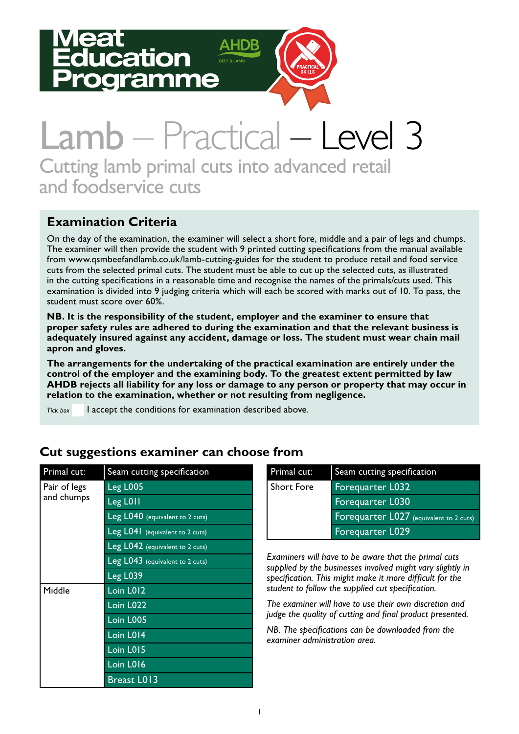Meat Education Programme

AHDB BEEF & LAMB

PRACTICAL SKILLS

# Lamb – Practical – Level 3

## Cutting lamb primal cuts into advanced retail and foodservice cuts

### Examination Criteria

On the day of the examination, the examiner will select a short fore, middle and a pair of legs and chumps. The examiner will then provide the student with 9 printed cutting specifications from the manual available from www.qsmbeefandlamb.co.uk/lamb-cutting-guides for the student to produce retail and food service cuts from the selected primal cuts. The student must be able to cut up the selected cuts, as illustrated in the cutting specifications in a reasonable time and recognise the names of the primals/cuts used. This examination is divided into 9 judging criteria which will each be scored with marks out of 10. To pass, the student must score over 60%.

**NB. It is the responsibility of the student, employer and the examiner to ensure that proper safety rules are adhered to during the examination and that the relevant business is adequately insured against any accident, damage or loss. The student must wear chain mail apron and gloves.**

**The arrangements for the undertaking of the practical examination are entirely under the control of the employer and the examining body. To the greatest extent permitted by law AHDB rejects all liability for any loss or damage to any person or property that may occur in relation to the examination, whether or not resulting from negligence.**

*Tick box* ☐ I accept the conditions for examination described above.

### Cut suggestions examiner can choose from

| Primal cut: | Seam cutting specification |
|---|---|
| Pair of legs and chumps | Leg L005 |
| | Leg L011 |
| | Leg L040 (equivalent to 2 cuts) |
| | Leg L041 (equivalent to 2 cuts) |
| | Leg L042 (equivalent to 2 cuts) |
| | Leg L043 (equivalent to 2 cuts) |
| | Leg L039 |
| Middle | Loin L012 |
| | Loin L022 |
| | Loin L005 |
| | Loin L014 |
| | Loin L015 |
| | Loin L016 |
| | Breast L013 |

| Primal cut: | Seam cutting specification |
|---|---|
| Short Fore | Forequarter L032 |
| | Forequarter L030 |
| | Forequarter L027 (equivalent to 2 cuts) |
| | Forequarter L029 |

*Examiners will have to be aware that the primal cuts supplied by the businesses involved might vary slightly in specification. This might make it more difficult for the student to follow the supplied cut specification.*

*The examiner will have to use their own discretion and judge the quality of cutting and final product presented.*

*NB. The specifications can be downloaded from the examiner administration area.*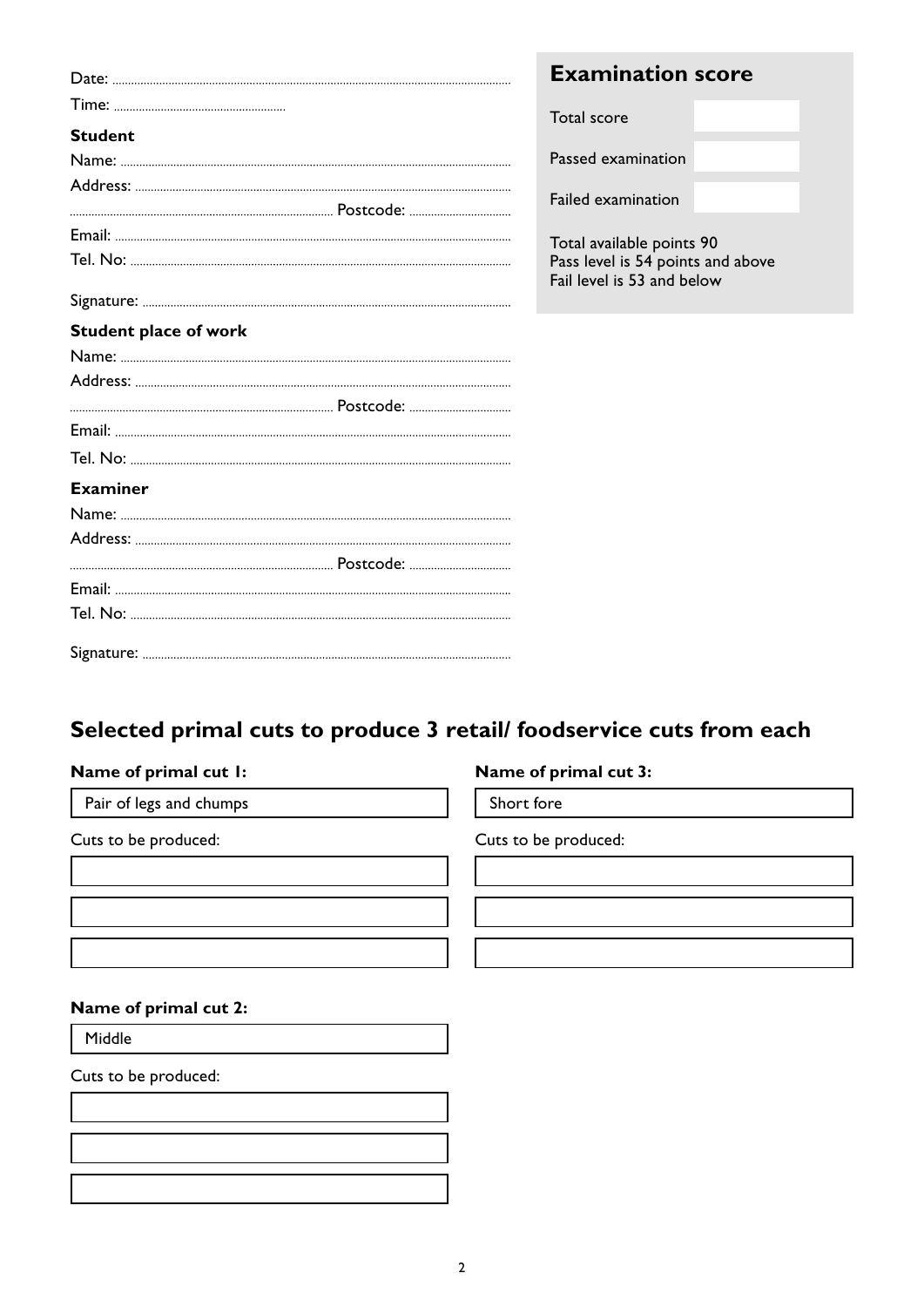Date: ..............................................................................

Time: ..................................

**Student**

Name: ..............................................................................

Address: ..............................................................................

.............................................................. Postcode: ....................

Email: ..............................................................................

Tel. No: ..............................................................................

Signature: ..............................................................................

**Student place of work**

Name: ..............................................................................

Address: ..............................................................................

.............................................................. Postcode: ....................

Email: ..............................................................................

Tel. No: ..............................................................................

**Examiner**

Name: ..............................................................................

Address: ..............................................................................

.............................................................. Postcode: ....................

Email: ..............................................................................

Tel. No: ..............................................................................

Signature: ..............................................................................

## Examination score

| | |
|---|---|
| Total score | |
| Passed examination | |
| Failed examination | |

Total available points 90
Pass level is 54 points and above
Fail level is 53 and below

## Selected primal cuts to produce 3 retail/ foodservice cuts from each

**Name of primal cut 1:**

Pair of legs and chumps

Cuts to be produced:

| |
|---|
| |
| |
| |

**Name of primal cut 2:**

Middle

Cuts to be produced:

| |
|---|
| |
| |
| |

**Name of primal cut 3:**

Short fore

Cuts to be produced:

| |
|---|
| |
| |
| |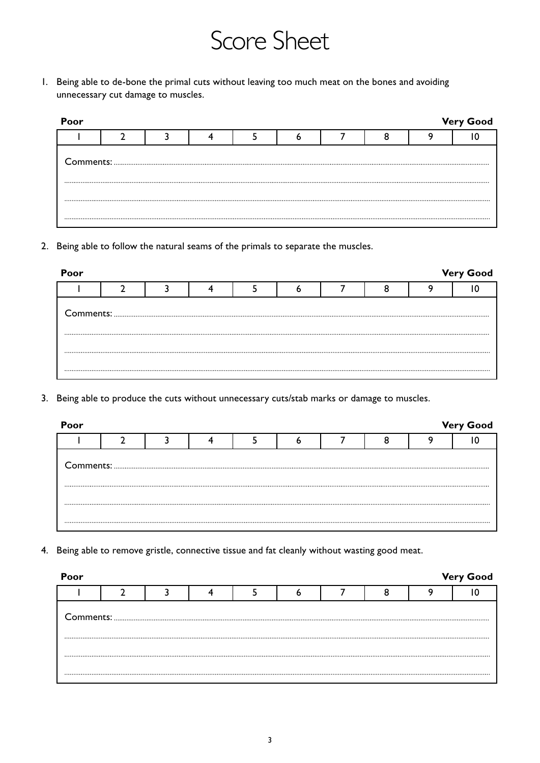# Score Sheet

1. Being able to de-bone the primal cuts without leaving too much meat on the bones and avoiding unnecessary cut damage to muscles.

**Poor** | **Very Good**

| 1 | 2 | 3 | 4 | 5 | 6 | 7 | 8 | 9 | 10 |
|---|---|---|---|---|---|---|---|---|---|
| Comments: | | | | | | | | | |

2. Being able to follow the natural seams of the primals to separate the muscles.

**Poor** | **Very Good**

| 1 | 2 | 3 | 4 | 5 | 6 | 7 | 8 | 9 | 10 |
|---|---|---|---|---|---|---|---|---|---|
| Comments: | | | | | | | | | |

3. Being able to produce the cuts without unnecessary cuts/stab marks or damage to muscles.

**Poor** | **Very Good**

| 1 | 2 | 3 | 4 | 5 | 6 | 7 | 8 | 9 | 10 |
|---|---|---|---|---|---|---|---|---|---|
| Comments: | | | | | | | | | |

4. Being able to remove gristle, connective tissue and fat cleanly without wasting good meat.

**Poor** | **Very Good**

| 1 | 2 | 3 | 4 | 5 | 6 | 7 | 8 | 9 | 10 |
|---|---|---|---|---|---|---|---|---|---|
| Comments: | | | | | | | | | |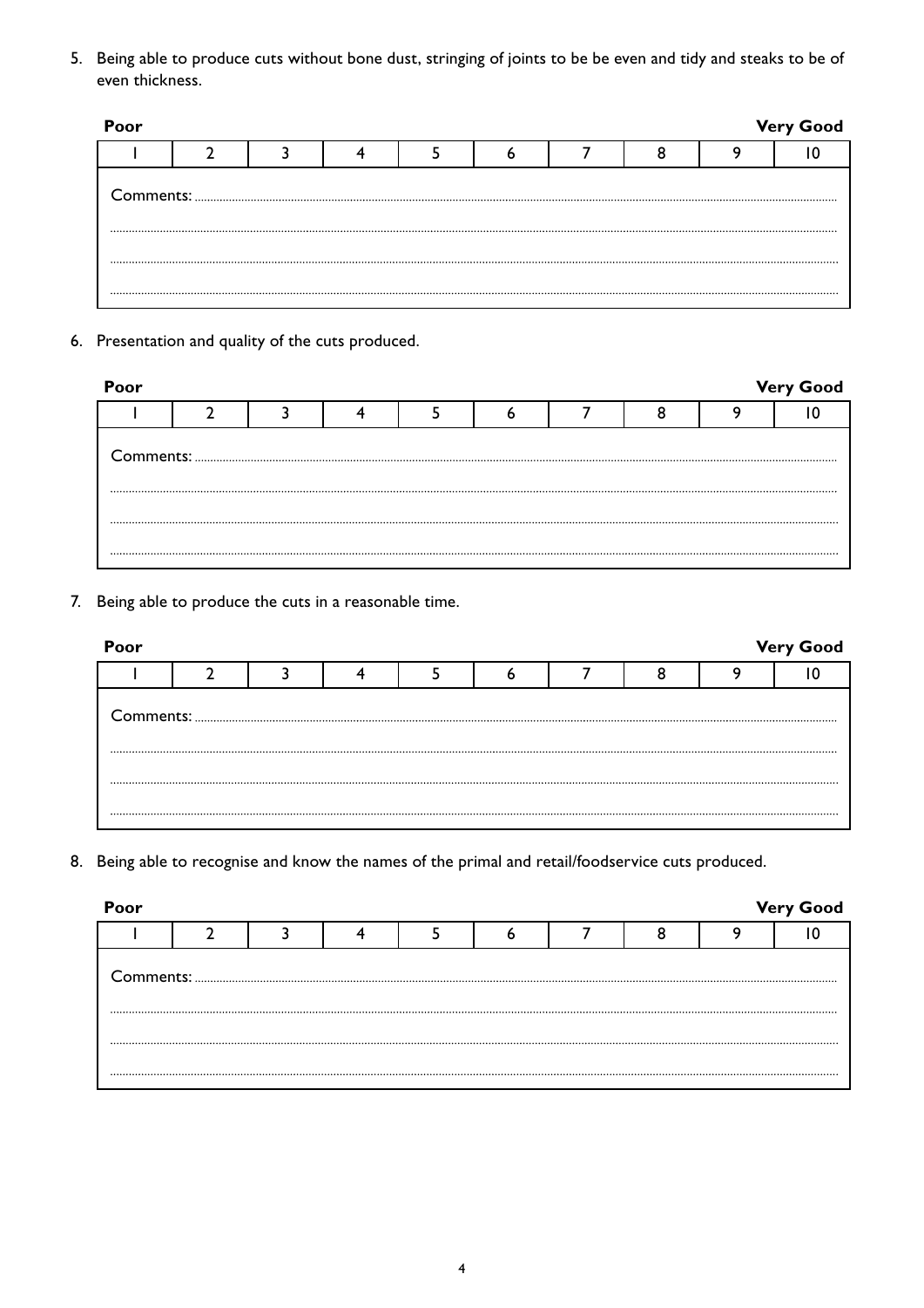5. Being able to produce cuts without bone dust, stringing of joints to be be even and tidy and steaks to be of even thickness.

**Poor** **Very Good**

| 1 | 2 | 3 | 4 | 5 | 6 | 7 | 8 | 9 | 10 |
|---|---|---|---|---|---|---|---|---|---|

Comments: ..........................................................................................................................................

..........................................................................................................................................

..........................................................................................................................................

..........................................................................................................................................

6. Presentation and quality of the cuts produced.

**Poor** **Very Good**

| 1 | 2 | 3 | 4 | 5 | 6 | 7 | 8 | 9 | 10 |
|---|---|---|---|---|---|---|---|---|---|

Comments: ..........................................................................................................................................

..........................................................................................................................................

..........................................................................................................................................

..........................................................................................................................................

7. Being able to produce the cuts in a reasonable time.

**Poor** **Very Good**

| 1 | 2 | 3 | 4 | 5 | 6 | 7 | 8 | 9 | 10 |
|---|---|---|---|---|---|---|---|---|---|

Comments: ..........................................................................................................................................

..........................................................................................................................................

..........................................................................................................................................

..........................................................................................................................................

8. Being able to recognise and know the names of the primal and retail/foodservice cuts produced.

**Poor** **Very Good**

| 1 | 2 | 3 | 4 | 5 | 6 | 7 | 8 | 9 | 10 |
|---|---|---|---|---|---|---|---|---|---|

Comments: ..........................................................................................................................................

..........................................................................................................................................

..........................................................................................................................................

..........................................................................................................................................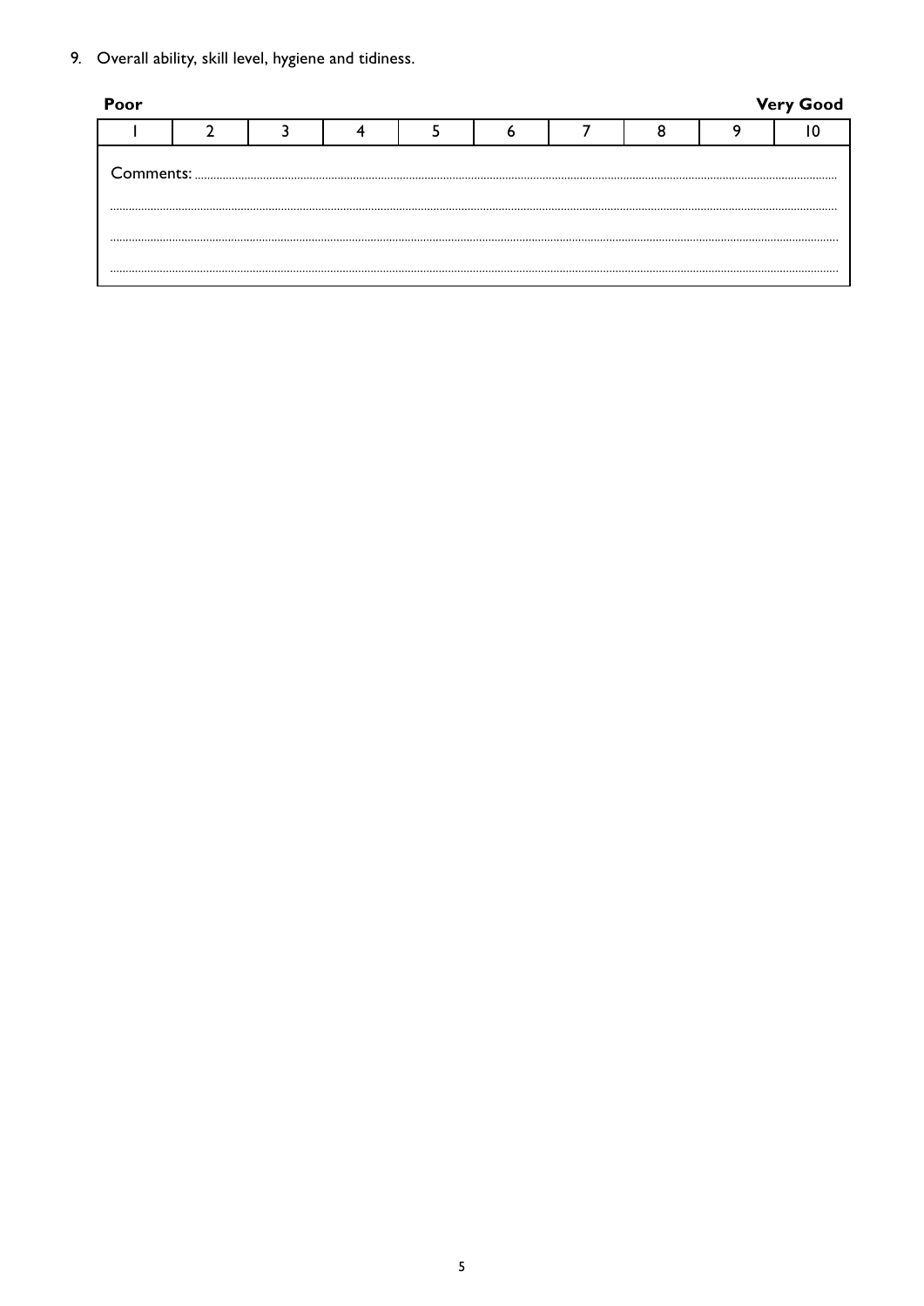9. Overall ability, skill level, hygiene and tidiness.

| **Poor** | | | | | | | | | **Very Good** |
|---|---|---|---|---|---|---|---|---|---|
| 1 | 2 | 3 | 4 | 5 | 6 | 7 | 8 | 9 | 10 |

Comments: ............................................................................................................................................................................................

............................................................................................................................................................................................................

............................................................................................................................................................................................................

............................................................................................................................................................................................................